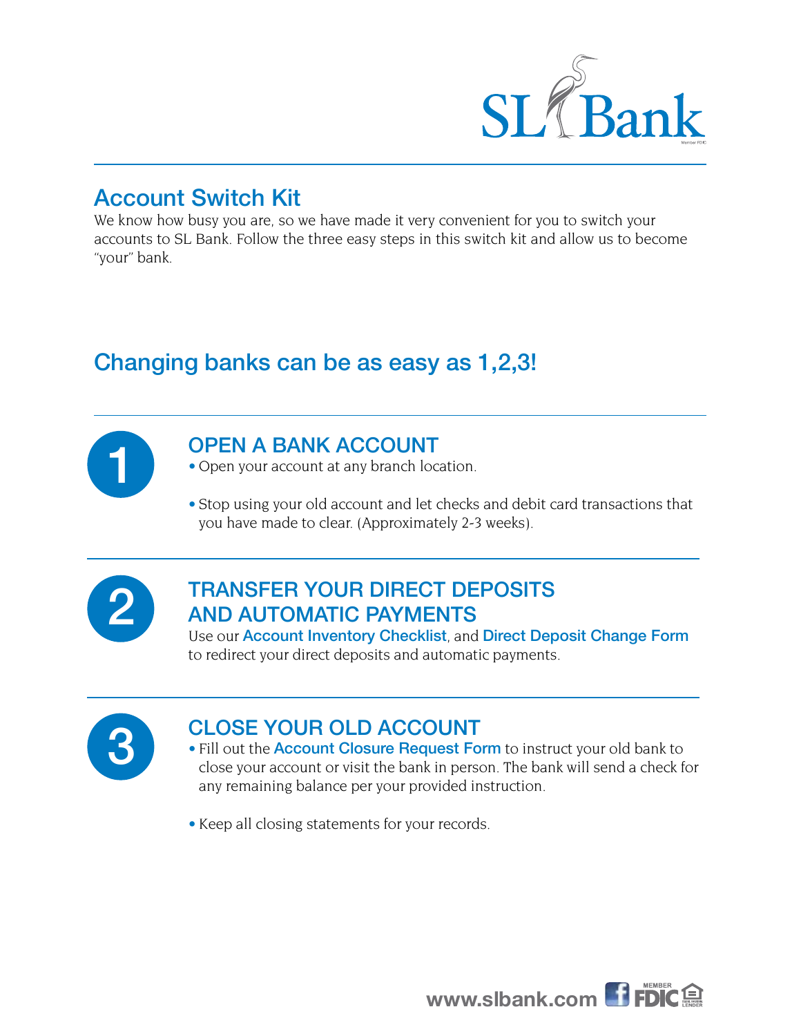SL Bank

Member FDIC

## Account Switch Kit

We know how busy you are, so we have made it very convenient for you to switch your accounts to SL Bank. Follow the three easy steps in this switch kit and allow us to become "your" bank.

## Changing banks can be as easy as 1,2,3!

### 1 OPEN A BANK ACCOUNT

- Open your account at any branch location.
- Stop using your old account and let checks and debit card transactions that you have made to clear. (Approximately 2-3 weeks).

### 2 TRANSFER YOUR DIRECT DEPOSITS AND AUTOMATIC PAYMENTS

Use our **Account Inventory Checklist**, and **Direct Deposit Change Form** to redirect your direct deposits and automatic payments.

### 3 CLOSE YOUR OLD ACCOUNT

- Fill out the **Account Closure Request Form** to instruct your old bank to close your account or visit the bank in person. The bank will send a check for any remaining balance per your provided instruction.
- Keep all closing statements for your records.

www.slbank.com MEMBER FDIC EQUAL HOUSING LENDER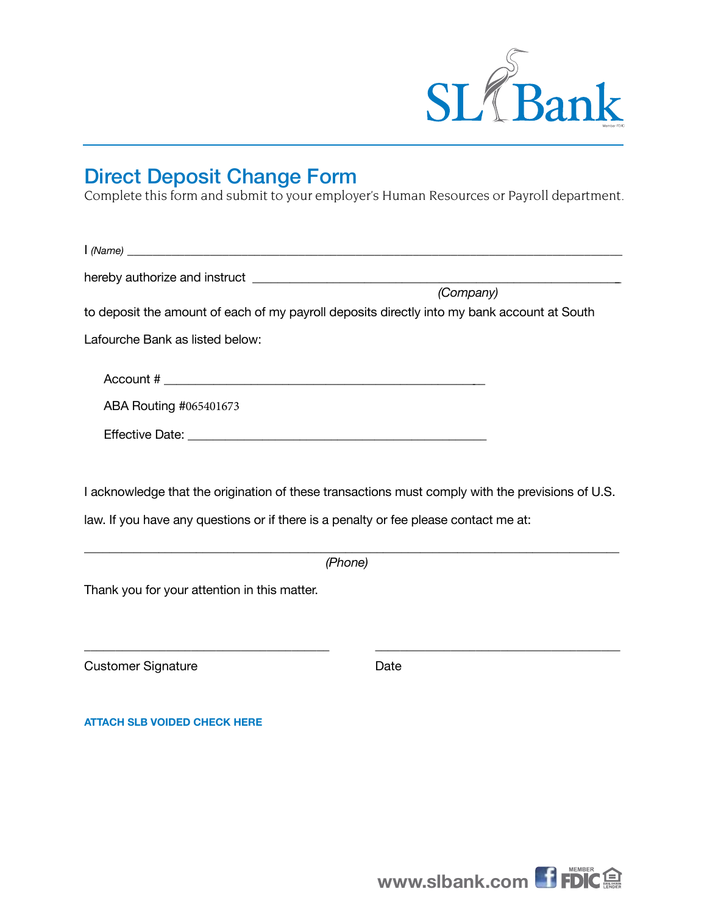SL Bank

Member FDIC

# Direct Deposit Change Form

Complete this form and submit to your employer's Human Resources or Payroll department.

I *(Name)* ___________________________________________________________________________

hereby authorize and instruct ___________________________________________________________
*(Company)*

to deposit the amount of each of my payroll deposits directly into my bank account at South Lafourche Bank as listed below:

Account # ______________________________________________

ABA Routing #065401673

Effective Date: ____________________________________________

I acknowledge that the origination of these transactions must comply with the previsions of U.S. law. If you have any questions or if there is a penalty or fee please contact me at:

_________________________________________________________________________________
*(Phone)*

Thank you for your attention in this matter.

_____________________________________ _____________________________________

Customer Signature Date

**ATTACH SLB VOIDED CHECK HERE**

www.slbank.com MEMBER FDIC EQUAL HOUSING LENDER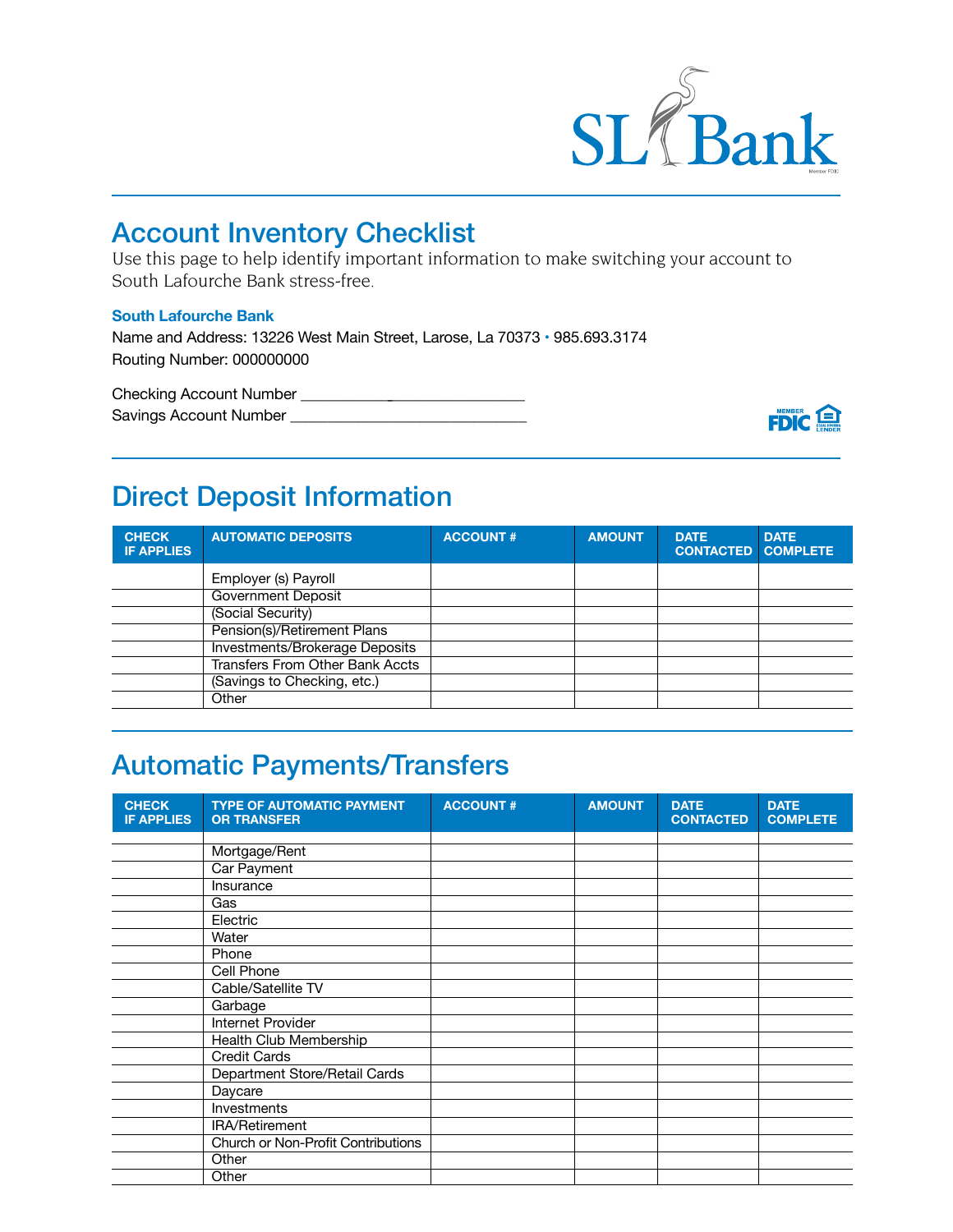# Account Inventory Checklist

Use this page to help identify important information to make switching your account to South Lafourche Bank stress-free.

**South Lafourche Bank**

Name and Address: 13226 West Main Street, Larose, La 70373 • 985.693.3174

Routing Number: 000000000

Checking Account Number ______________________________

Savings Account Number ______________________________

## Direct Deposit Information

| CHECK IF APPLIES | AUTOMATIC DEPOSITS | ACCOUNT # | AMOUNT | DATE CONTACTED | DATE COMPLETE |
|---|---|---|---|---|---|
| | Employer (s) Payroll | | | | |
| | Government Deposit | | | | |
| | (Social Security) | | | | |
| | Pension(s)/Retirement Plans | | | | |
| | Investments/Brokerage Deposits | | | | |
| | Transfers From Other Bank Accts | | | | |
| | (Savings to Checking, etc.) | | | | |
| | Other | | | | |

## Automatic Payments/Transfers

| CHECK IF APPLIES | TYPE OF AUTOMATIC PAYMENT OR TRANSFER | ACCOUNT # | AMOUNT | DATE CONTACTED | DATE COMPLETE |
|---|---|---|---|---|---|
| | Mortgage/Rent | | | | |
| | Car Payment | | | | |
| | Insurance | | | | |
| | Gas | | | | |
| | Electric | | | | |
| | Water | | | | |
| | Phone | | | | |
| | Cell Phone | | | | |
| | Cable/Satellite TV | | | | |
| | Garbage | | | | |
| | Internet Provider | | | | |
| | Health Club Membership | | | | |
| | Credit Cards | | | | |
| | Department Store/Retail Cards | | | | |
| | Daycare | | | | |
| | Investments | | | | |
| | IRA/Retirement | | | | |
| | Church or Non-Profit Contributions | | | | |
| | Other | | | | |
| | Other | | | | |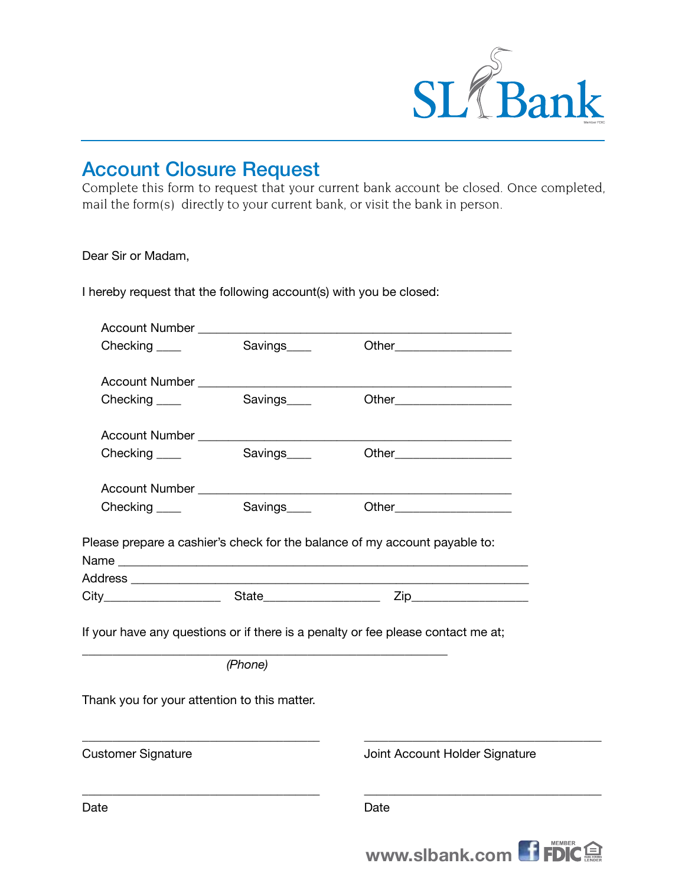SL Bank

Member FDIC

# Account Closure Request

Complete this form to request that your current bank account be closed. Once completed, mail the form(s) directly to your current bank, or visit the bank in person.

Dear Sir or Madam,

I hereby request that the following account(s) with you be closed:

Account Number ____________________________________________
Checking ____ Savings____ Other________________

Account Number ____________________________________________
Checking ____ Savings____ Other________________

Account Number ____________________________________________
Checking ____ Savings____ Other________________

Account Number ____________________________________________
Checking ____ Savings____ Other________________

Please prepare a cashier's check for the balance of my account payable to:
Name ______________________________________________________
Address ____________________________________________________
City________________ State________________ Zip________________

If your have any questions or if there is a penalty or fee please contact me at;

______________________________________________________
*(Phone)*

Thank you for your attention to this matter.

___________________________________ ___________________________________
Customer Signature Joint Account Holder Signature

___________________________________ ___________________________________
Date Date

www.slbank.com MEMBER FDIC